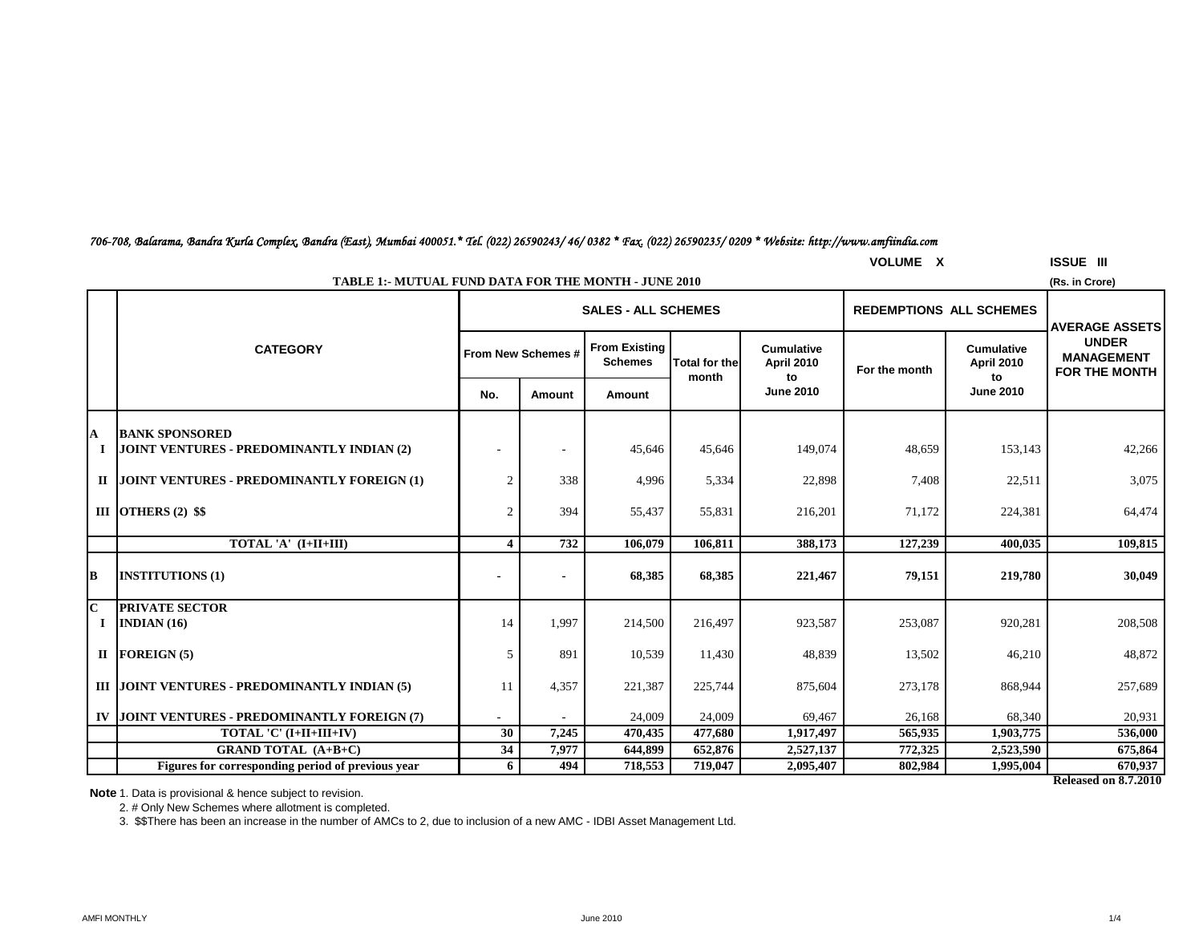*706-708, Balarama, Bandra Kurla Complex, Bandra (East), Mumbai 400051.* Tel. (022) 26590243/ 46/ 0382 * Fax. (022) 26590235/ 0209 * Website: http://www.amfiindia.com*

VOLUME X ISSUE III

**TABLE 1:- MUTUAL FUND DATA FOR THE MONTH - JUNE 2010**

(Rs. in Crore)

| | CATEGORY | SALES - ALL SCHEMES | | | | | REDEMPTIONS ALL SCHEMES | | AVERAGE ASSETS UNDER MANAGEMENT FOR THE MONTH |
|---|---|---|---|---|---|---|---|---|---|
| | | From New Schemes # | | From Existing Schemes | Total for the month | Cumulative April 2010 to June 2010 | For the month | Cumulative April 2010 to June 2010 | |
| | | No. | Amount | Amount | | | | | |
| **A** | **BANK SPONSORED** | | | | | | | | |
| **I** | **JOINT VENTURES - PREDOMINANTLY INDIAN (2)** | - | - | 45,646 | 45,646 | 149,074 | 48,659 | 153,143 | 42,266 |
| **II** | **JOINT VENTURES - PREDOMINANTLY FOREIGN (1)** | 2 | 338 | 4,996 | 5,334 | 22,898 | 7,408 | 22,511 | 3,075 |
| **III** | **OTHERS (2) $$** | 2 | 394 | 55,437 | 55,831 | 216,201 | 71,172 | 224,381 | 64,474 |
| | **TOTAL 'A' (I+II+III)** | **4** | **732** | **106,079** | **106,811** | **388,173** | **127,239** | **400,035** | **109,815** |
| **B** | **INSTITUTIONS (1)** | **-** | **-** | **68,385** | **68,385** | **221,467** | **79,151** | **219,780** | **30,049** |
| **C** | **PRIVATE SECTOR** | | | | | | | | |
| **I** | **INDIAN (16)** | 14 | 1,997 | 214,500 | 216,497 | 923,587 | 253,087 | 920,281 | 208,508 |
| **II** | **FOREIGN (5)** | 5 | 891 | 10,539 | 11,430 | 48,839 | 13,502 | 46,210 | 48,872 |
| **III** | **JOINT VENTURES - PREDOMINANTLY INDIAN (5)** | 11 | 4,357 | 221,387 | 225,744 | 875,604 | 273,178 | 868,944 | 257,689 |
| **IV** | **JOINT VENTURES - PREDOMINANTLY FOREIGN (7)** | - | - | 24,009 | 24,009 | 69,467 | 26,168 | 68,340 | 20,931 |
| | **TOTAL 'C' (I+II+III+IV)** | **30** | **7,245** | **470,435** | **477,680** | **1,917,497** | **565,935** | **1,903,775** | **536,000** |
| | **GRAND TOTAL (A+B+C)** | **34** | **7,977** | **644,899** | **652,876** | **2,527,137** | **772,325** | **2,523,590** | **675,864** |
| | **Figures for corresponding period of previous year** | **6** | **494** | **718,553** | **719,047** | **2,095,407** | **802,984** | **1,995,004** | **670,937** |

**Released on 8.7.2010**

**Note** 1. Data is provisional & hence subject to revision.

2. # Only New Schemes where allotment is completed.

3. $$There has been an increase in the number of AMCs to 2, due to inclusion of a new AMC - IDBI Asset Management Ltd.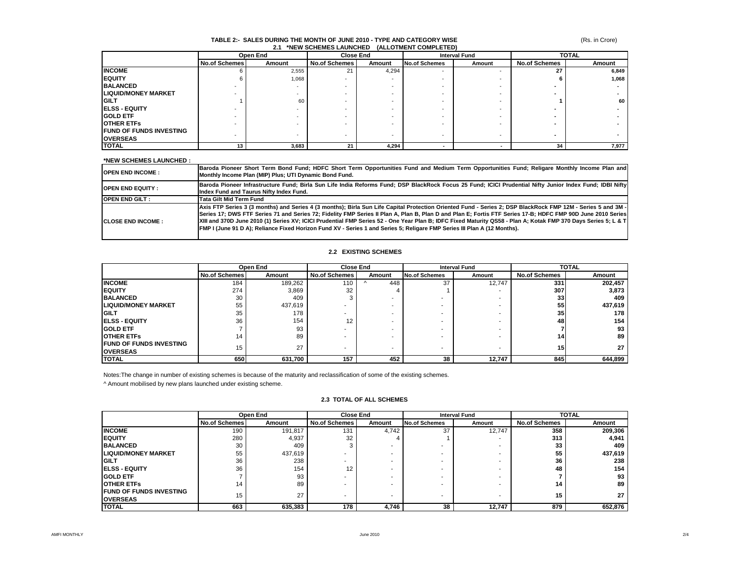### TABLE 2:- SALES DURING THE MONTH OF JUNE 2010 - TYPE AND CATEGORY WISE

(Rs. in Crore)

#### 2.1 *NEW SCHEMES LAUNCHED (ALLOTMENT COMPLETED)

| | Open End | | Close End | | Interval Fund | | TOTAL | |
|---|---|---|---|---|---|---|---|---|
| | No.of Schemes | Amount | No.of Schemes | Amount | No.of Schemes | Amount | No.of Schemes | Amount |
| **INCOME** | 6 | 2,555 | 21 | 4,294 | - | - | **27** | **6,849** |
| **EQUITY** | 6 | 1,068 | - | - | - | - | **6** | **1,068** |
| **BALANCED** | - | - | - | - | - | - | **-** | **-** |
| **LIQUID/MONEY MARKET** | - | - | - | - | - | - | **-** | **-** |
| **GILT** | 1 | 60 | - | - | - | - | **1** | **60** |
| **ELSS - EQUITY** | - | - | - | - | - | - | **-** | **-** |
| **GOLD ETF** | - | - | - | - | - | - | **-** | **-** |
| **OTHER ETFs** | - | - | - | - | - | - | **-** | **-** |
| **FUND OF FUNDS INVESTING OVERSEAS** | - | - | - | - | - | - | **-** | **-** |
| **TOTAL** | **13** | **3,683** | **21** | **4,294** | **-** | **-** | **34** | **7,977** |

**\*NEW SCHEMES LAUNCHED :**

| | |
|---|---|
| **OPEN END INCOME :** | **Baroda Pioneer Short Term Bond Fund; HDFC Short Term Opportunities Fund and Medium Term Opportunities Fund; Religare Monthly Income Plan and Monthly Income Plan (MIP) Plus; UTI Dynamic Bond Fund.** |
| **OPEN END EQUITY :** | **Baroda Pioneer Infrastructure Fund; Birla Sun Life India Reforms Fund; DSP BlackRock Focus 25 Fund; ICICI Prudential Nifty Junior Index Fund; IDBI Nifty Index Fund and Taurus Nifty Index Fund.** |
| **OPEN END GILT :** | **Tata Gilt Mid Term Fund** |
| **CLOSE END INCOME :** | **Axis FTP Series 3 (3 months) and Series 4 (3 months); Birla Sun Life Capital Protection Oriented Fund - Series 2; DSP BlackRock FMP 12M - Series 5 and 3M - Series 17; DWS FTF Series 71 and Series 72; Fidelity FMP Series II Plan A, Plan B, Plan D and Plan E; Fortis FTF Series 17-B; HDFC FMP 90D June 2010 Series XIII and 370D June 2010 (1) Series XV; ICICI Prudential FMP Series 52 - One Year Plan B; IDFC Fixed Maturity QS58 - Plan A; Kotak FMP 370 Days Series 5; L & T FMP I (June 91 D A); Reliance Fixed Horizon Fund XV - Series 1 and Series 5; Religare FMP Series III Plan A (12 Months).** |

#### 2.2 EXISTING SCHEMES

| | Open End | | Close End | | Interval Fund | | TOTAL | |
|---|---|---|---|---|---|---|---|---|
| | No.of Schemes | Amount | No.of Schemes | Amount | No.of Schemes | Amount | No.of Schemes | Amount |
| **INCOME** | 184 | 189,262 | 110 | ^ 448 | 37 | 12,747 | **331** | **202,457** |
| **EQUITY** | 274 | 3,869 | 32 | 4 | 1 | - | **307** | **3,873** |
| **BALANCED** | 30 | 409 | 3 | - | - | - | **33** | **409** |
| **LIQUID/MONEY MARKET** | 55 | 437,619 | - | - | - | - | **55** | **437,619** |
| **GILT** | 35 | 178 | - | - | - | - | **35** | **178** |
| **ELSS - EQUITY** | 36 | 154 | 12 | - | - | - | **48** | **154** |
| **GOLD ETF** | 7 | 93 | - | - | - | - | **7** | **93** |
| **OTHER ETFs** | 14 | 89 | - | - | - | - | **14** | **89** |
| **FUND OF FUNDS INVESTING OVERSEAS** | 15 | 27 | - | - | - | - | **15** | **27** |
| **TOTAL** | **650** | **631,700** | **157** | **452** | **38** | **12,747** | **845** | **644,899** |

Notes:The change in number of existing schemes is because of the maturity and reclassification of some of the existing schemes.

^ Amount mobilised by new plans launched under existing scheme.

#### 2.3 TOTAL OF ALL SCHEMES

| | Open End | | Close End | | Interval Fund | | TOTAL | |
|---|---|---|---|---|---|---|---|---|
| | No.of Schemes | Amount | No.of Schemes | Amount | No.of Schemes | Amount | No.of Schemes | Amount |
| **INCOME** | 190 | 191,817 | 131 | 4,742 | 37 | 12,747 | **358** | **209,306** |
| **EQUITY** | 280 | 4,937 | 32 | 4 | 1 | - | **313** | **4,941** |
| **BALANCED** | 30 | 409 | 3 | - | - | - | **33** | **409** |
| **LIQUID/MONEY MARKET** | 55 | 437,619 | - | - | - | - | **55** | **437,619** |
| **GILT** | 36 | 238 | - | - | - | - | **36** | **238** |
| **ELSS - EQUITY** | 36 | 154 | 12 | - | - | - | **48** | **154** |
| **GOLD ETF** | 7 | 93 | - | - | - | - | **7** | **93** |
| **OTHER ETFs** | 14 | 89 | - | - | - | - | **14** | **89** |
| **FUND OF FUNDS INVESTING OVERSEAS** | 15 | 27 | - | - | - | - | **15** | **27** |
| **TOTAL** | **663** | **635,383** | **178** | **4,746** | **38** | **12,747** | **879** | **652,876** |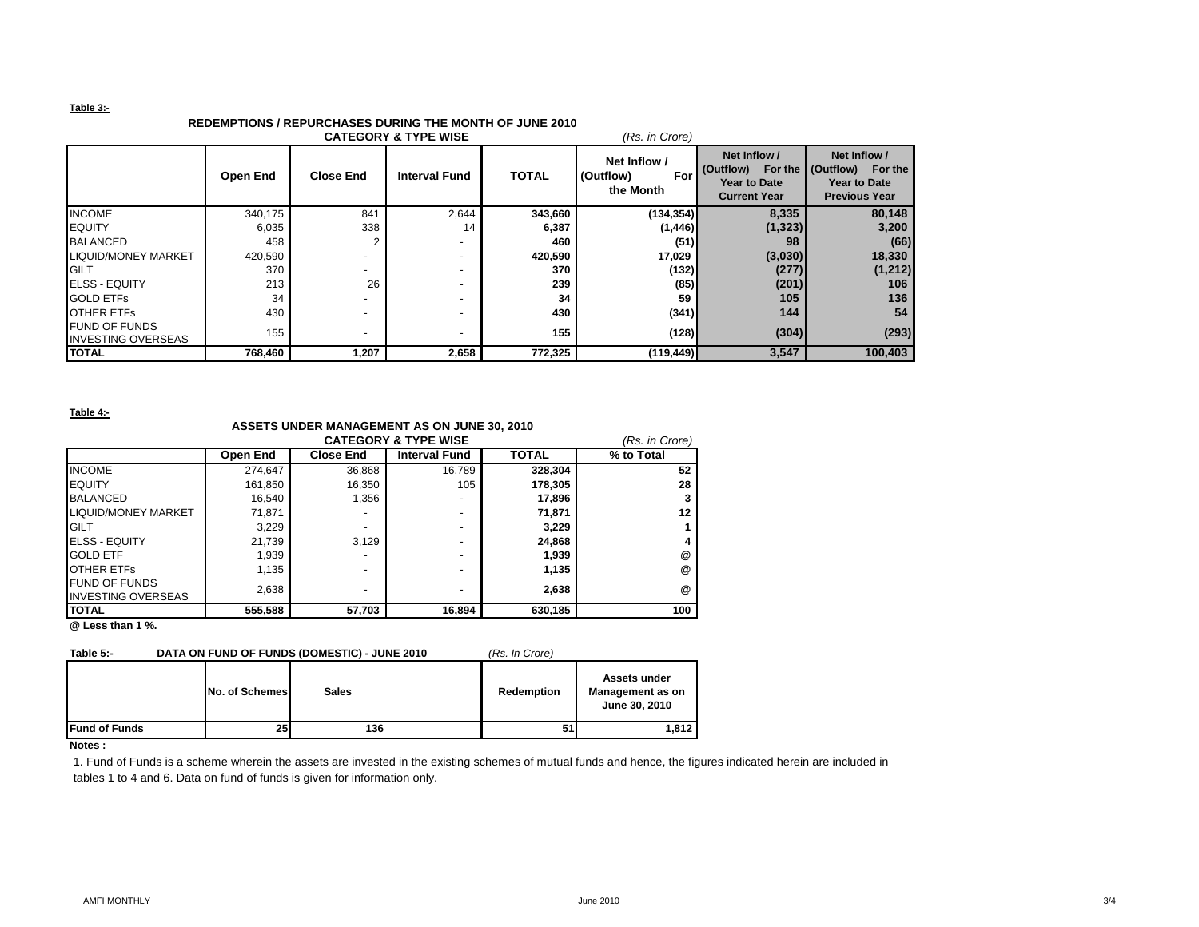**Table 3:-**

**REDEMPTIONS / REPURCHASES DURING THE MONTH OF JUNE 2010**
**CATEGORY & TYPE WISE**

*(Rs. in Crore)*

| | Open End | Close End | Interval Fund | TOTAL | Net Inflow / (Outflow) For the Month | Net Inflow / (Outflow) For the Year to Date Current Year | Net Inflow / (Outflow) For the Year to Date Previous Year |
|---|---|---|---|---|---|---|---|
| INCOME | 340,175 | 841 | 2,644 | 343,660 | (134,354) | 8,335 | 80,148 |
| EQUITY | 6,035 | 338 | 14 | 6,387 | (1,446) | (1,323) | 3,200 |
| BALANCED | 458 | 2 | - | 460 | (51) | 98 | (66) |
| LIQUID/MONEY MARKET | 420,590 | - | - | 420,590 | 17,029 | (3,030) | 18,330 |
| GILT | 370 | - | - | 370 | (132) | (277) | (1,212) |
| ELSS - EQUITY | 213 | 26 | - | 239 | (85) | (201) | 106 |
| GOLD ETFs | 34 | - | - | 34 | 59 | 105 | 136 |
| OTHER ETFs | 430 | - | - | 430 | (341) | 144 | 54 |
| FUND OF FUNDS INVESTING OVERSEAS | 155 | - | - | 155 | (128) | (304) | (293) |
| **TOTAL** | **768,460** | **1,207** | **2,658** | **772,325** | **(119,449)** | **3,547** | **100,403** |

**Table 4:-**

**ASSETS UNDER MANAGEMENT AS ON JUNE 30, 2010**
**CATEGORY & TYPE WISE**

*(Rs. in Crore)*

| | Open End | Close End | Interval Fund | TOTAL | % to Total |
|---|---|---|---|---|---|
| INCOME | 274,647 | 36,868 | 16,789 | 328,304 | 52 |
| EQUITY | 161,850 | 16,350 | 105 | 178,305 | 28 |
| BALANCED | 16,540 | 1,356 | - | 17,896 | 3 |
| LIQUID/MONEY MARKET | 71,871 | - | - | 71,871 | 12 |
| GILT | 3,229 | - | - | 3,229 | 1 |
| ELSS - EQUITY | 21,739 | 3,129 | - | 24,868 | 4 |
| GOLD ETF | 1,939 | - | - | 1,939 | @ |
| OTHER ETFs | 1,135 | - | - | 1,135 | @ |
| FUND OF FUNDS INVESTING OVERSEAS | 2,638 | - | - | 2,638 | @ |
| **TOTAL** | **555,588** | **57,703** | **16,894** | **630,185** | **100** |

**@ Less than 1 %.**

**Table 5:- DATA ON FUND OF FUNDS (DOMESTIC) - JUNE 2010** *(Rs. In Crore)*

| | No. of Schemes | Sales | Redemption | Assets under Management as on June 30, 2010 |
|---|---|---|---|---|
| **Fund of Funds** | 25 | 136 | 51 | 1,812 |

**Notes :**

1. Fund of Funds is a scheme wherein the assets are invested in the existing schemes of mutual funds and hence, the figures indicated herein are included in tables 1 to 4 and 6. Data on fund of funds is given for information only.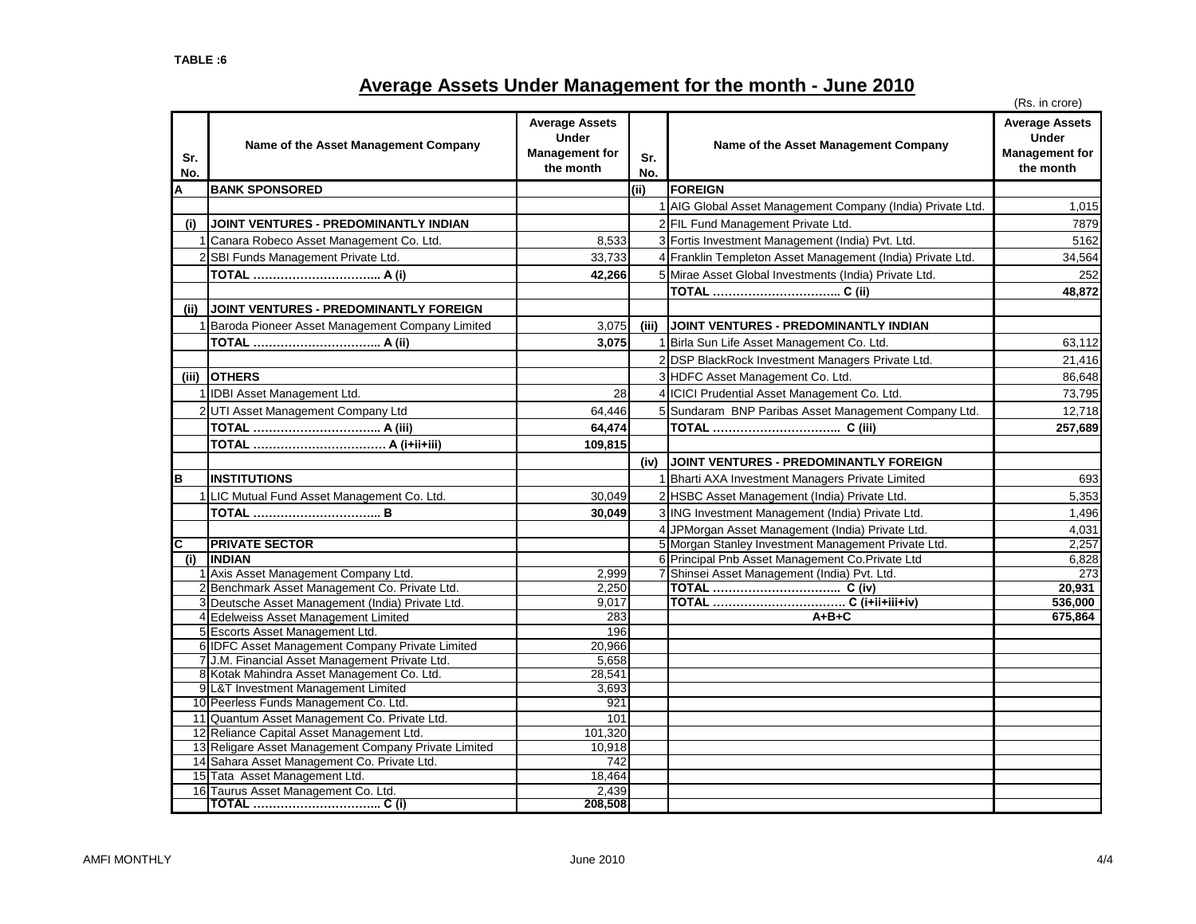TABLE :6

## Average Assets Under Management for the month - June 2010

(Rs. in crore)

| Sr. No. | Name of the Asset Management Company | Average Assets Under Management for the month | Sr. No. | Name of the Asset Management Company | Average Assets Under Management for the month |
|---|---|---|---|---|---|
| A | **BANK SPONSORED** | | (ii) | **FOREIGN** | |
| | | | 1 | AIG Global Asset Management Company (India) Private Ltd. | 1,015 |
| (i) | **JOINT VENTURES - PREDOMINANTLY INDIAN** | | 2 | FIL Fund Management Private Ltd. | 7879 |
| 1 | Canara Robeco Asset Management Co. Ltd. | 8,533 | 3 | Fortis Investment Management (India) Pvt. Ltd. | 5162 |
| 2 | SBI Funds Management Private Ltd. | 33,733 | 4 | Franklin Templeton Asset Management (India) Private Ltd. | 34,564 |
| | **TOTAL ………………………….. A (i)** | **42,266** | 5 | Mirae Asset Global Investments (India) Private Ltd. | 252 |
| | | | | **TOTAL ………………………….. C (ii)** | **48,872** |
| (ii) | **JOINT VENTURES - PREDOMINANTLY FOREIGN** | | | | |
| 1 | Baroda Pioneer Asset Management Company Limited | 3,075 | (iii) | **JOINT VENTURES - PREDOMINANTLY INDIAN** | |
| | **TOTAL ………………………….. A (ii)** | **3,075** | 1 | Birla Sun Life Asset Management Co. Ltd. | 63,112 |
| | | | 2 | DSP BlackRock Investment Managers Private Ltd. | 21,416 |
| (iii) | **OTHERS** | | 3 | HDFC Asset Management Co. Ltd. | 86,648 |
| 1 | IDBI Asset Management Ltd. | 28 | 4 | ICICI Prudential Asset Management Co. Ltd. | 73,795 |
| 2 | UTI Asset Management Company Ltd | 64,446 | 5 | Sundaram BNP Paribas Asset Management Company Ltd. | 12,718 |
| | **TOTAL ………………………….. A (iii)** | **64,474** | | **TOTAL ………………………….. C (iii)** | **257,689** |
| | **TOTAL …………………………… A (i+ii+iii)** | **109,815** | | | |
| | | | (iv) | **JOINT VENTURES - PREDOMINANTLY FOREIGN** | |
| B | **INSTITUTIONS** | | 1 | Bharti AXA Investment Managers Private Limited | 693 |
| 1 | LIC Mutual Fund Asset Management Co. Ltd. | 30,049 | 2 | HSBC Asset Management (India) Private Ltd. | 5,353 |
| | **TOTAL ………………………….. B** | **30,049** | 3 | ING Investment Management (India) Private Ltd. | 1,496 |
| | | | 4 | JPMorgan Asset Management (India) Private Ltd. | 4,031 |
| C | **PRIVATE SECTOR** | | 5 | Morgan Stanley Investment Management Private Ltd. | 2,257 |
| (i) | **INDIAN** | | 6 | Principal Pnb Asset Management Co.Private Ltd | 6,828 |
| 1 | Axis Asset Management Company Ltd. | 2,999 | 7 | Shinsei Asset Management (India) Pvt. Ltd. | 273 |
| 2 | Benchmark Asset Management Co. Private Ltd. | 2,250 | | **TOTAL ………………………….. C (iv)** | **20,931** |
| 3 | Deutsche Asset Management (India) Private Ltd. | 9,017 | | **TOTAL …………………………… C (i+ii+iii+iv)** | **536,000** |
| 4 | Edelweiss Asset Management Limited | 283 | | **A+B+C** | **675,864** |
| 5 | Escorts Asset Management Ltd. | 196 | | | |
| 6 | IDFC Asset Management Company Private Limited | 20,966 | | | |
| 7 | J.M. Financial Asset Management Private Ltd. | 5,658 | | | |
| 8 | Kotak Mahindra Asset Management Co. Ltd. | 28,541 | | | |
| 9 | L&T Investment Management Limited | 3,693 | | | |
| 10 | Peerless Funds Management Co. Ltd. | 921 | | | |
| 11 | Quantum Asset Management Co. Private Ltd. | 101 | | | |
| 12 | Reliance Capital Asset Management Ltd. | 101,320 | | | |
| 13 | Religare Asset Management Company Private Limited | 10,918 | | | |
| 14 | Sahara Asset Management Co. Private Ltd. | 742 | | | |
| 15 | Tata Asset Management Ltd. | 18,464 | | | |
| 16 | Taurus Asset Management Co. Ltd. | 2,439 | | | |
| | **TOTAL ………………………….. C (i)** | **208,508** | | | |